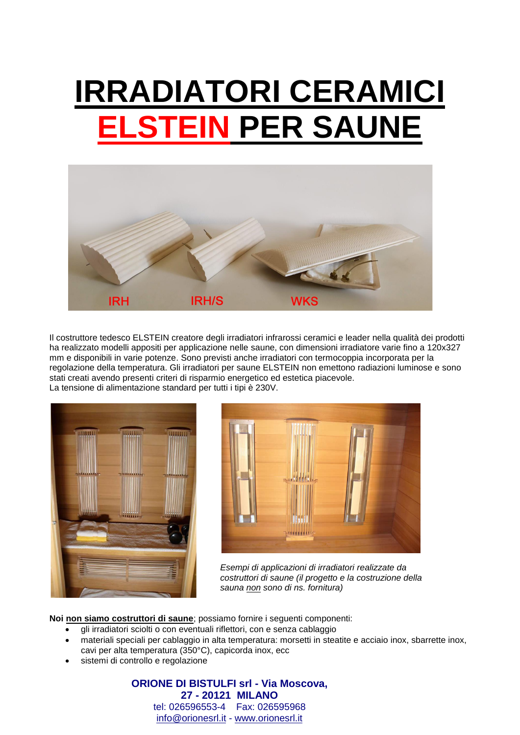# IRRADIATORI CERAMICI ELSTEIN PER SAUNE

Il costruttore tedesco ELSTEIN creatore degli irradiatori infrarossi ceramici e leader nella qualità dei prodotti ha realizzato modelli appositi per applicazione nelle saune, con dimensioni irradiatore varie fino a 120x327 mm e disponibili in varie potenze. Sono previsti anche irradiatori con termocoppia incorporata per la regolazione della temperatura. Gli irradiatori per saune ELSTEIN non emettono radiazioni luminose e sono stati creati avendo presenti criteri di risparmio energetico ed estetica piacevole.
La tensione di alimentazione standard per tutti i tipi è 230V.

*Esempi di applicazioni di irradiatori realizzate da costruttori di saune (il progetto e la costruzione della sauna non sono di ns. fornitura)*

**Noi non siamo costruttori di saune**; possiamo fornire i seguenti componenti:

- gli irradiatori sciolti o con eventuali riflettori, con e senza cablaggio
- materiali speciali per cablaggio in alta temperatura: morsetti in steatite e acciaio inox, sbarrette inox, cavi per alta temperatura (350°C), capicorda inox, ecc
- sistemi di controllo e regolazione

**ORIONE DI BISTULFI srl - Via Moscova, 27 - 20121 MILANO**
tel: 026596553-4 Fax: 026595968
info@orionesrl.it - www.orionesrl.it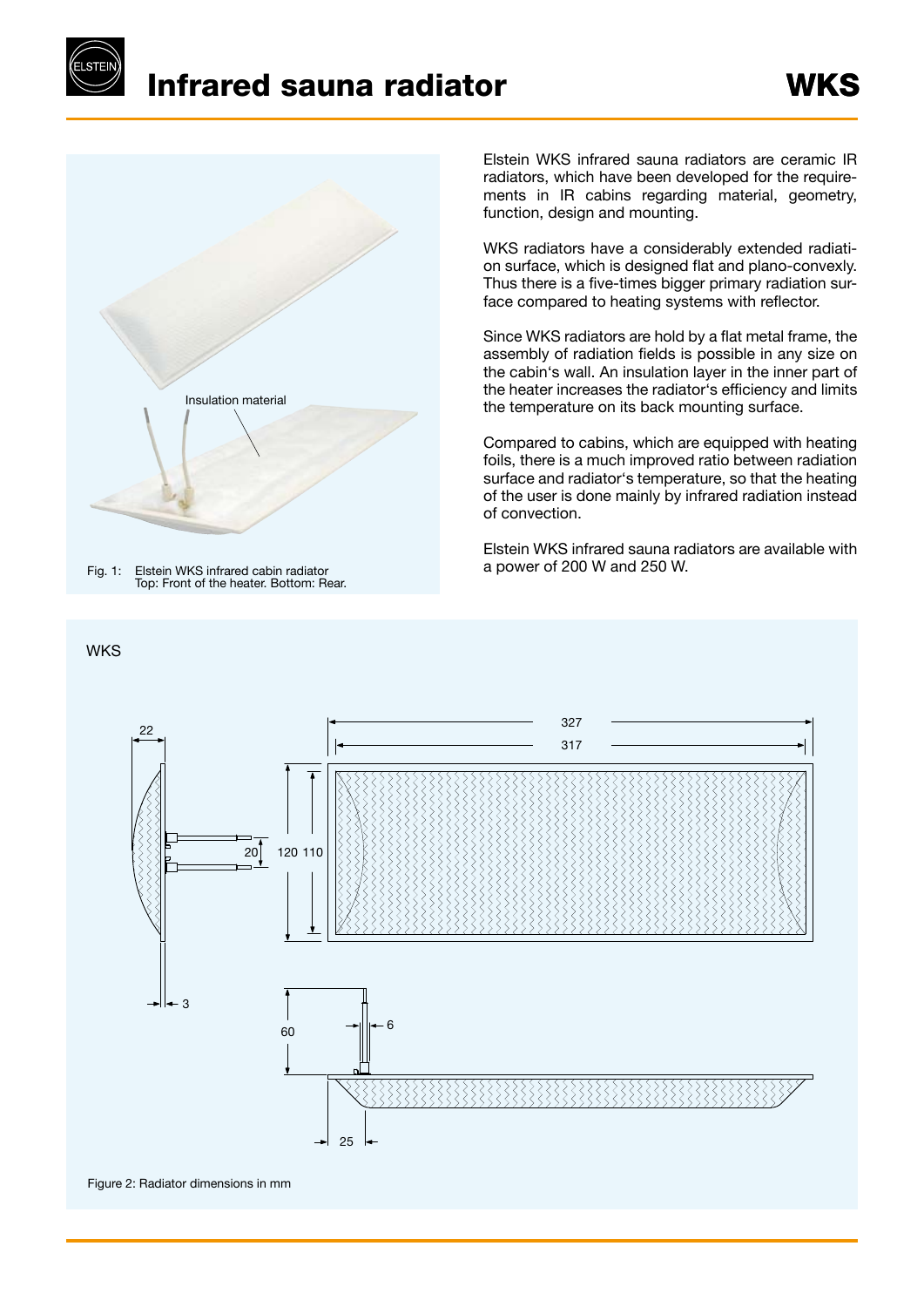# Infrared sauna radiator

**WKS**

Insulation material

Fig. 1: Elstein WKS infrared cabin radiator
Top: Front of the heater. Bottom: Rear.

Elstein WKS infrared sauna radiators are ceramic IR radiators, which have been developed for the requirements in IR cabins regarding material, geometry, function, design and mounting.

WKS radiators have a considerably extended radiation surface, which is designed flat and plano-convexly. Thus there is a five-times bigger primary radiation surface compared to heating systems with reflector.

Since WKS radiators are hold by a flat metal frame, the assembly of radiation fields is possible in any size on the cabin's wall. An insulation layer in the inner part of the heater increases the radiator's efficiency and limits the temperature on its back mounting surface.

Compared to cabins, which are equipped with heating foils, there is a much improved ratio between radiation surface and radiator's temperature, so that the heating of the user is done mainly by infrared radiation instead of convection.

Elstein WKS infrared sauna radiators are available with a power of 200 W and 250 W.

WKS

22, 327, 317, 20, 120, 110, 3, 60, 6, 25

Figure 2: Radiator dimensions in mm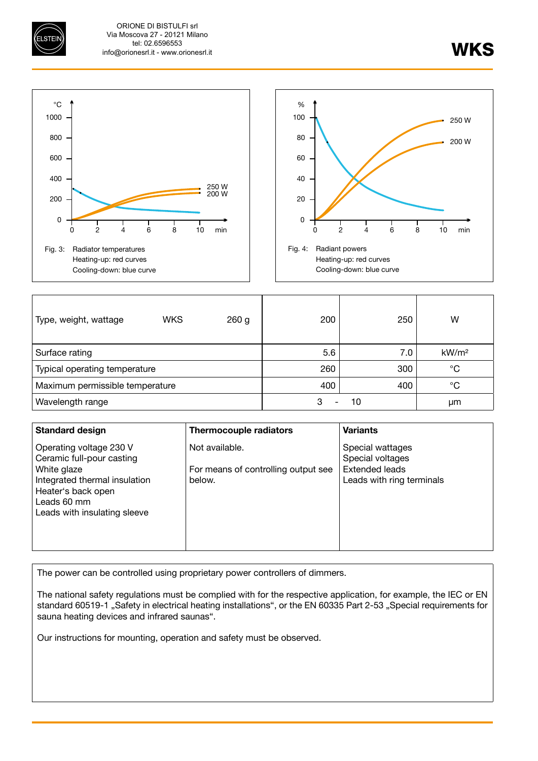# WKS

Fig. 3: Radiator temperatures
Heating-up: red curves
Cooling-down: blue curve

Fig. 4: Radiant powers
Heating-up: red curves
Cooling-down: blue curve

| Type, weight, wattage WKS 260 g | 200 | 250 | W |
|---|---|---|---|
| Surface rating | 5.6 | 7.0 | kW/m² |
| Typical operating temperature | 260 | 300 | °C |
| Maximum permissible temperature | 400 | 400 | °C |
| Wavelength range | 3 - 10 | | µm |

| Standard design | Thermocouple radiators | Variants |
|---|---|---|
| Operating voltage 230 V<br>Ceramic full-pour casting<br>White glaze<br>Integrated thermal insulation<br>Heater's back open<br>Leads 60 mm<br>Leads with insulating sleeve | Not available.<br><br>For means of controlling output see below. | Special wattages<br>Special voltages<br>Extended leads<br>Leads with ring terminals |

The power can be controlled using proprietary power controllers of dimmers.

The national safety regulations must be complied with for the respective application, for example, the IEC or EN standard 60519-1 „Safety in electrical heating installations", or the EN 60335 Part 2-53 „Special requirements for sauna heating devices and infrared saunas".

Our instructions for mounting, operation and safety must be observed.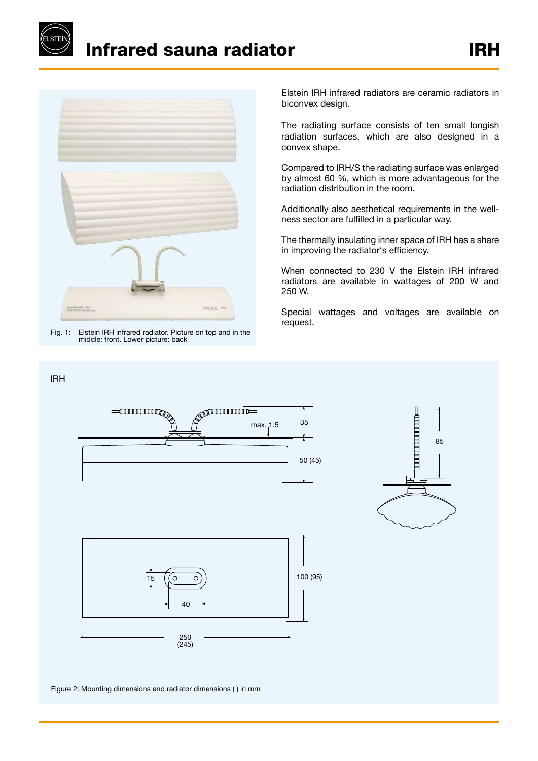# Infrared sauna radiator

# IRH

Fig. 1: Elstein IRH infrared radiator. Picture on top and in the middle: front. Lower picture: back

Elstein IRH infrared radiators are ceramic radiators in biconvex design.

The radiating surface consists of ten small longish radiation surfaces, which are also designed in a convex shape.

Compared to IRH/S the radiating surface was enlarged by almost 60 %, which is more advantageous for the radiation distribution in the room.

Additionally also aesthetical requirements in the wellness sector are fulfilled in a particular way.

The thermally insulating inner space of IRH has a share in improving the radiator's efficiency.

When connected to 230 V the Elstein IRH infrared radiators are available in wattages of 200 W and 250 W.

Special wattages and voltages are available on request.

IRH

max. 1.5
35
50 (45)
85
15
40
100 (95)
250 (245)

Figure 2: Mounting dimensions and radiator dimensions ( ) in mm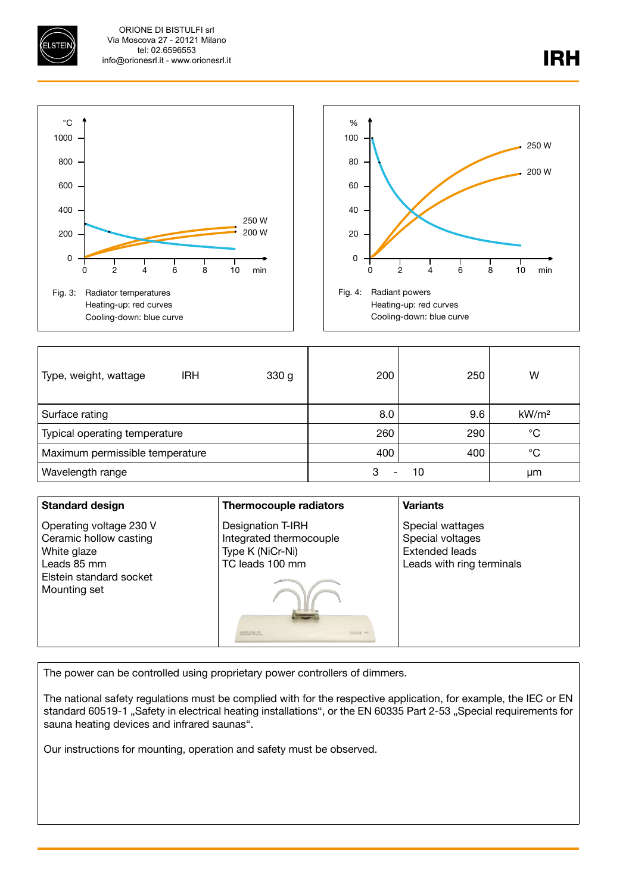# IRH

Fig. 3: Radiator temperatures
Heating-up: red curves
Cooling-down: blue curve

Fig. 4: Radiant powers
Heating-up: red curves
Cooling-down: blue curve

| Type, weight, wattage IRH 330 g | 200 | 250 | W |
|---|---|---|---|
| Surface rating | 8.0 | 9.6 | kW/m² |
| Typical operating temperature | 260 | 290 | °C |
| Maximum permissible temperature | 400 | 400 | °C |
| Wavelength range | 3 - 10 | | µm |

| Standard design | Thermocouple radiators | Variants |
|---|---|---|
| Operating voltage 230 V<br>Ceramic hollow casting<br>White glaze<br>Leads 85 mm<br>Elstein standard socket<br>Mounting set | Designation T-IRH<br>Integrated thermocouple<br>Type K (NiCr-Ni)<br>TC leads 100 mm | Special wattages<br>Special voltages<br>Extended leads<br>Leads with ring terminals |

The power can be controlled using proprietary power controllers of dimmers.

The national safety regulations must be complied with for the respective application, for example, the IEC or EN standard 60519-1 „Safety in electrical heating installations", or the EN 60335 Part 2-53 „Special requirements for sauna heating devices and infrared saunas".

Our instructions for mounting, operation and safety must be observed.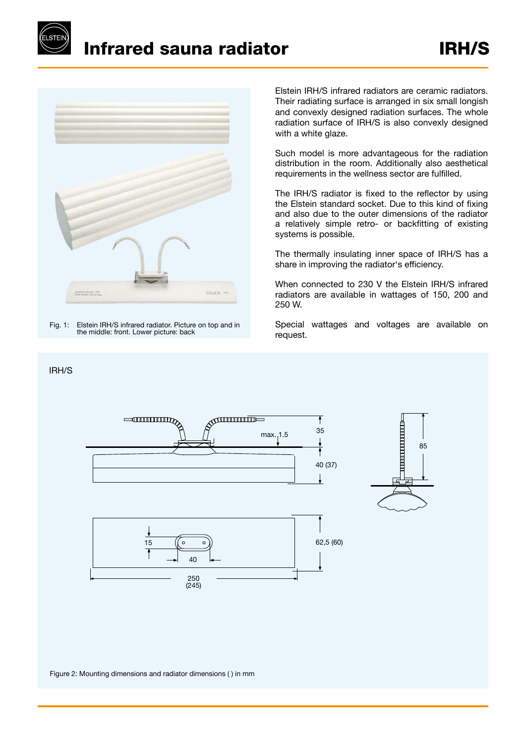# Infrared sauna radiator IRH/S

Fig. 1: Elstein IRH/S infrared radiator. Picture on top and in the middle: front. Lower picture: back

Elstein IRH/S infrared radiators are ceramic radiators. Their radiating surface is arranged in six small longish and convexly designed radiation surfaces. The whole radiation surface of IRH/S is also convexly designed with a white glaze.

Such model is more advantageous for the radiation distribution in the room. Additionally also aesthetical requirements in the wellness sector are fulfilled.

The IRH/S radiator is fixed to the reflector by using the Elstein standard socket. Due to this kind of fixing and also due to the outer dimensions of the radiator a relatively simple retro- or backfitting of existing systems is possible.

The thermally insulating inner space of IRH/S has a share in improving the radiator's efficiency.

When connected to 230 V the Elstein IRH/S infrared radiators are available in wattages of 150, 200 and 250 W.

Special wattages and voltages are available on request.

IRH/S

Figure 2: Mounting dimensions and radiator dimensions ( ) in mm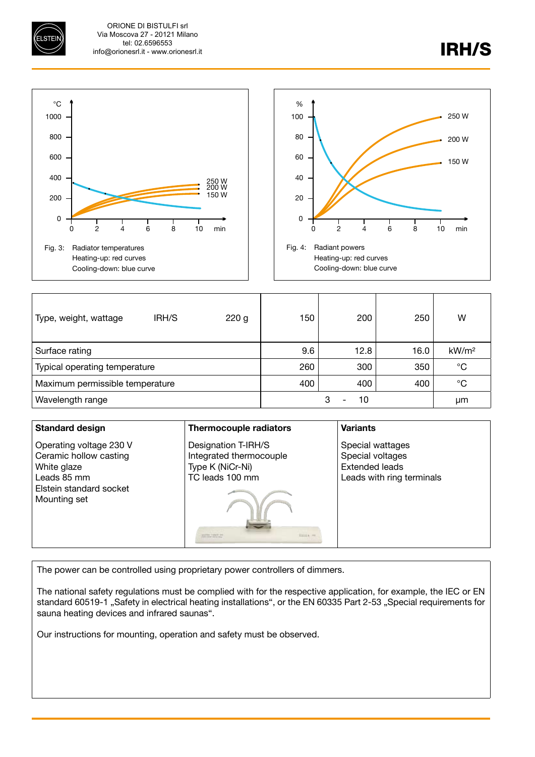ORIONE DI BISTULFI srl
Via Moscova 27 - 20121 Milano
tel: 02.6596553
info@orionesrl.it - www.orionesrl.it

# IRH/S

°C
1000
800
600
400
200
0
0 2 4 6 8 10 min
250 W
200 W
150 W

Fig. 3: Radiator temperatures
Heating-up: red curves
Cooling-down: blue curve

%
100
80
60
40
20
0
0 2 4 6 8 10 min
250 W
200 W
150 W

Fig. 4: Radiant powers
Heating-up: red curves
Cooling-down: blue curve

| Type, weight, wattage IRH/S 220 g | 150 | 200 | 250 | W |
|---|---|---|---|---|
| Surface rating | 9.6 | 12.8 | 16.0 | kW/m² |
| Typical operating temperature | 260 | 300 | 350 | °C |
| Maximum permissible temperature | 400 | 400 | 400 | °C |
| Wavelength range | 3 - 10 | | | µm |

| Standard design | Thermocouple radiators | Variants |
|---|---|---|
| Operating voltage 230 V<br>Ceramic hollow casting<br>White glaze<br>Leads 85 mm<br>Elstein standard socket<br>Mounting set | Designation T-IRH/S<br>Integrated thermocouple<br>Type K (NiCr-Ni)<br>TC leads 100 mm | Special wattages<br>Special voltages<br>Extended leads<br>Leads with ring terminals |

The power can be controlled using proprietary power controllers of dimmers.

The national safety regulations must be complied with for the respective application, for example, the IEC or EN standard 60519-1 „Safety in electrical heating installations“, or the EN 60335 Part 2-53 „Special requirements for sauna heating devices and infrared saunas“.

Our instructions for mounting, operation and safety must be observed.